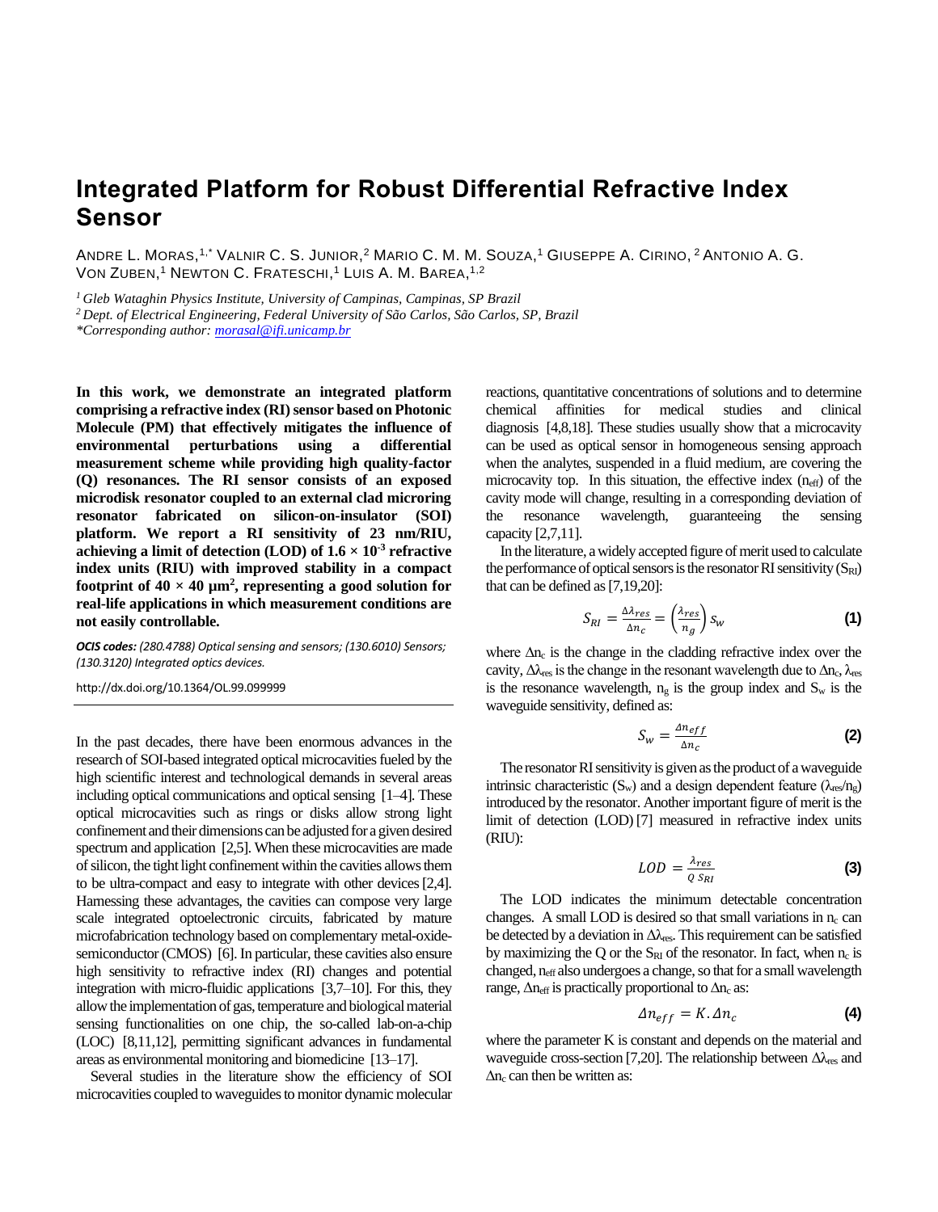# Integrated Platform for Robust Differential Refractive Index Sensor

ANDRE L. MORAS,[1,*] VALNIR C. S. JUNIOR,[2] MARIO C. M. M. SOUZA,[1] GIUSEPPE A. CIRINO,[2] ANTONIO A. G. VON ZUBEN,[1] NEWTON C. FRATESCHI,[1] LUIS A. M. BAREA,[1,2]

*[1] Gleb Wataghin Physics Institute, University of Campinas, Campinas, SP Brazil*

*[2] Dept. of Electrical Engineering, Federal University of São Carlos, São Carlos, SP, Brazil*

*\*Corresponding author: morasal@ifi.unicamp.br*

**In this work, we demonstrate an integrated platform comprising a refractive index (RI) sensor based on Photonic Molecule (PM) that effectively mitigates the influence of environmental perturbations using a differential measurement scheme while providing high quality-factor (Q) resonances. The RI sensor consists of an exposed microdisk resonator coupled to an external clad microring resonator fabricated on silicon-on-insulator (SOI) platform. We report a RI sensitivity of 23 nm/RIU, achieving a limit of detection (LOD) of $1.6 \times 10^{-3}$ refractive index units (RIU) with improved stability in a compact footprint of $40 \times 40$ µm$^2$, representing a good solution for real-life applications in which measurement conditions are not easily controllable.**

***OCIS codes:*** *(280.4788) Optical sensing and sensors; (130.6010) Sensors; (130.3120) Integrated optics devices.*

http://dx.doi.org/10.1364/OL.99.099999

In the past decades, there have been enormous advances in the research of SOI-based integrated optical microcavities fueled by the high scientific interest and technological demands in several areas including optical communications and optical sensing [1–4]. These optical microcavities such as rings or disks allow strong light confinement and their dimensions can be adjusted for a given desired spectrum and application [2,5]. When these microcavities are made of silicon, the tight light confinement within the cavities allows them to be ultra-compact and easy to integrate with other devices [2,4]. Harnessing these advantages, the cavities can compose very large scale integrated optoelectronic circuits, fabricated by mature microfabrication technology based on complementary metal-oxide-semiconductor (CMOS) [6]. In particular, these cavities also ensure high sensitivity to refractive index (RI) changes and potential integration with micro-fluidic applications [3,7–10]. For this, they allow the implementation of gas, temperature and biological material sensing functionalities on one chip, the so-called lab-on-a-chip (LOC) [8,11,12], permitting significant advances in fundamental areas as environmental monitoring and biomedicine [13–17].

Several studies in the literature show the efficiency of SOI microcavities coupled to waveguides to monitor dynamic molecular reactions, quantitative concentrations of solutions and to determine chemical affinities for medical studies and clinical diagnosis [4,8,18]. These studies usually show that a microcavity can be used as optical sensor in homogeneous sensing approach when the analytes, suspended in a fluid medium, are covering the microcavity top. In this situation, the effective index ($n_{eff}$) of the cavity mode will change, resulting in a corresponding deviation of the resonance wavelength, guaranteeing the sensing capacity [2,7,11].

In the literature, a widely accepted figure of merit used to calculate the performance of optical sensors is the resonator RI sensitivity ($S_{RI}$) that can be defined as [7,19,20]:

$$S_{RI} = \frac{\Delta\lambda_{res}}{\Delta n_c} = \left(\frac{\lambda_{res}}{n_g}\right) S_w \quad \textbf{(1)}$$

where $\Delta n_c$ is the change in the cladding refractive index over the cavity, $\Delta\lambda_{res}$ is the change in the resonant wavelength due to $\Delta n_c$, $\lambda_{res}$ is the resonance wavelength, $n_g$ is the group index and $S_w$ is the waveguide sensitivity, defined as:

$$S_w = \frac{\Delta n_{eff}}{\Delta n_c} \quad \textbf{(2)}$$

The resonator RI sensitivity is given as the product of a waveguide intrinsic characteristic ($S_w$) and a design dependent feature ($\lambda_{res}/n_g$) introduced by the resonator. Another important figure of merit is the limit of detection (LOD) [7] measured in refractive index units (RIU):

$$LOD = \frac{\lambda_{res}}{Q\, S_{RI}} \quad \textbf{(3)}$$

The LOD indicates the minimum detectable concentration changes. A small LOD is desired so that small variations in $n_c$ can be detected by a deviation in $\Delta\lambda_{res}$. This requirement can be satisfied by maximizing the Q or the $S_{RI}$ of the resonator. In fact, when $n_c$ is changed, $n_{eff}$ also undergoes a change, so that for a small wavelength range, $\Delta n_{eff}$ is practically proportional to $\Delta n_c$ as:

$$\Delta n_{eff} = K.\Delta n_c \quad \textbf{(4)}$$

where the parameter K is constant and depends on the material and waveguide cross-section [7,20]. The relationship between $\Delta\lambda_{res}$ and $\Delta n_c$ can then be written as: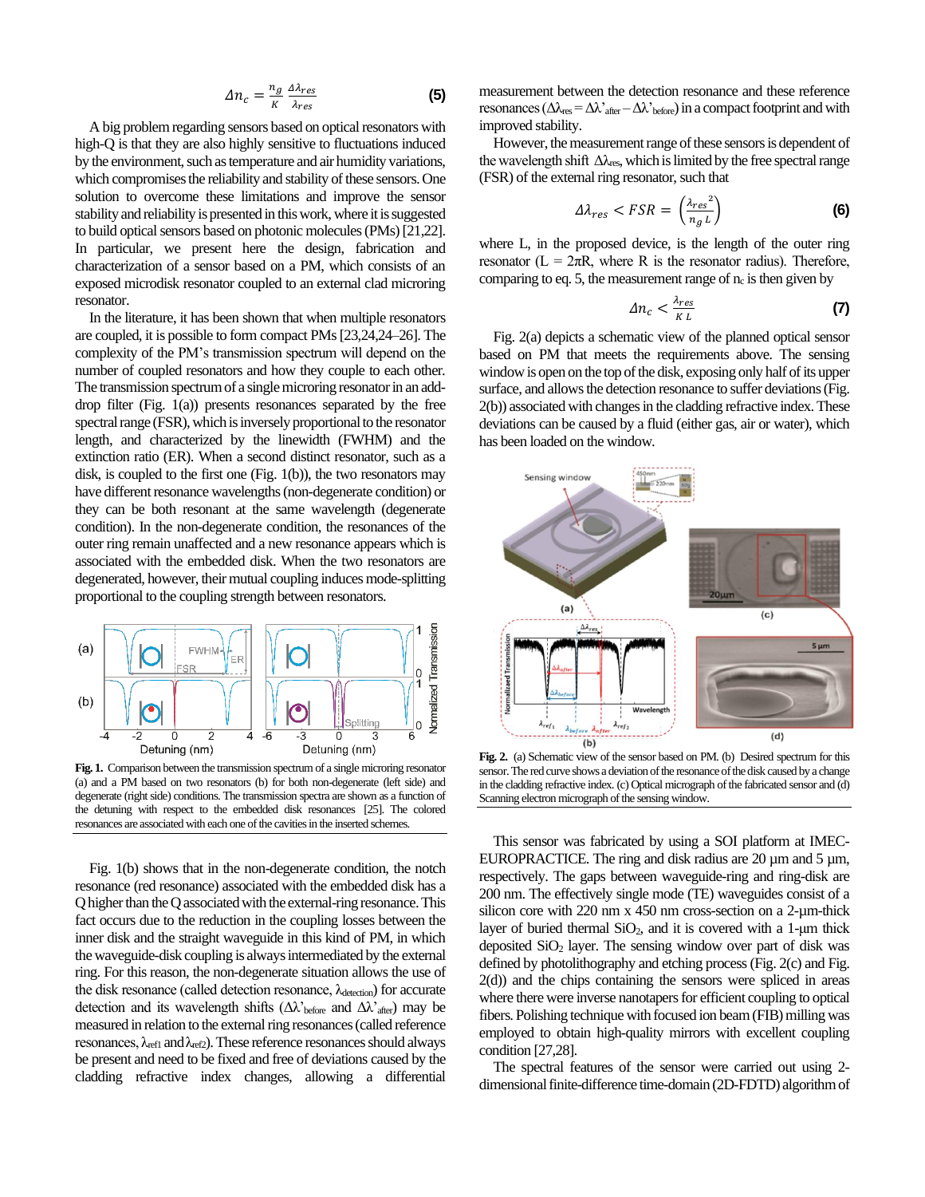$$\Delta n_c = \frac{n_g}{K}\frac{\Delta\lambda_{res}}{\lambda_{res}} \quad (5)$$

A big problem regarding sensors based on optical resonators with high-Q is that they are also highly sensitive to fluctuations induced by the environment, such as temperature and air humidity variations, which compromises the reliability and stability of these sensors. One solution to overcome these limitations and improve the sensor stability and reliability is presented in this work, where it is suggested to build optical sensors based on photonic molecules (PMs) [21,22]. In particular, we present here the design, fabrication and characterization of a sensor based on a PM, which consists of an exposed microdisk resonator coupled to an external clad microring resonator.

In the literature, it has been shown that when multiple resonators are coupled, it is possible to form compact PMs [23,24,24–26]. The complexity of the PM's transmission spectrum will depend on the number of coupled resonators and how they couple to each other. The transmission spectrum of a single microring resonator in an add-drop filter (Fig. 1(a)) presents resonances separated by the free spectral range (FSR), which is inversely proportional to the resonator length, and characterized by the linewidth (FWHM) and the extinction ratio (ER). When a second distinct resonator, such as a disk, is coupled to the first one (Fig. 1(b)), the two resonators may have different resonance wavelengths (non-degenerate condition) or they can be both resonant at the same wavelength (degenerate condition). In the non-degenerate condition, the resonances of the outer ring remain unaffected and a new resonance appears which is associated with the embedded disk. When the two resonators are degenerated, however, their mutual coupling induces mode-splitting proportional to the coupling strength between resonators.

**Fig. 1.** Comparison between the transmission spectrum of a single microring resonator (a) and a PM based on two resonators (b) for both non-degenerate (left side) and degenerate (right side) conditions. The transmission spectra are shown as a function of the detuning with respect to the embedded disk resonances [25]. The colored resonances are associated with each one of the cavities in the inserted schemes.

Fig. 1(b) shows that in the non-degenerate condition, the notch resonance (red resonance) associated with the embedded disk has a Q higher than the Q associated with the external-ring resonance. This fact occurs due to the reduction in the coupling losses between the inner disk and the straight waveguide in this kind of PM, in which the waveguide-disk coupling is always intermediated by the external ring. For this reason, the non-degenerate situation allows the use of the disk resonance (called detection resonance, $\lambda_{detection}$) for accurate detection and its wavelength shifts ($\Delta\lambda'_{before}$ and $\Delta\lambda'_{after}$) may be measured in relation to the external ring resonances (called reference resonances, $\lambda_{ref1}$ and $\lambda_{ref2}$). These reference resonances should always be present and need to be fixed and free of deviations caused by the cladding refractive index changes, allowing a differential measurement between the detection resonance and these reference resonances ($\Delta\lambda_{res} = \Delta\lambda'_{after} - \Delta\lambda'_{before}$) in a compact footprint and with improved stability.

However, the measurement range of these sensors is dependent of the wavelength shift $\Delta\lambda_{res}$, which is limited by the free spectral range (FSR) of the external ring resonator, such that

$$\Delta\lambda_{res} < FSR = \left(\frac{\lambda_{res}^{\ 2}}{n_g\, L}\right) \quad (6)$$

where L, in the proposed device, is the length of the outer ring resonator ($L = 2\pi R$, where R is the resonator radius). Therefore, comparing to eq. 5, the measurement range of $n_c$ is then given by

$$\Delta n_c < \frac{\lambda_{res}}{K\, L} \quad (7)$$

Fig. 2(a) depicts a schematic view of the planned optical sensor based on PM that meets the requirements above. The sensing window is open on the top of the disk, exposing only half of its upper surface, and allows the detection resonance to suffer deviations (Fig. 2(b)) associated with changes in the cladding refractive index. These deviations can be caused by a fluid (either gas, air or water), which has been loaded on the window.

**Fig. 2.** (a) Schematic view of the sensor based on PM. (b) Desired spectrum for this sensor. The red curve shows a deviation of the resonance of the disk caused by a change in the cladding refractive index. (c) Optical micrograph of the fabricated sensor and (d) Scanning electron micrograph of the sensing window.

This sensor was fabricated by using a SOI platform at IMEC-EUROPRACTICE. The ring and disk radius are 20 µm and 5 µm, respectively. The gaps between waveguide-ring and ring-disk are 200 nm. The effectively single mode (TE) waveguides consist of a silicon core with 220 nm x 450 nm cross-section on a 2-µm-thick layer of buried thermal $SiO_2$, and it is covered with a 1-µm thick deposited $SiO_2$ layer. The sensing window over part of disk was defined by photolithography and etching process (Fig. 2(c) and Fig. 2(d)) and the chips containing the sensors were spliced in areas where there were inverse nanotapers for efficient coupling to optical fibers. Polishing technique with focused ion beam (FIB) milling was employed to obtain high-quality mirrors with excellent coupling condition [27,28].

The spectral features of the sensor were carried out using 2-dimensional finite-difference time-domain (2D-FDTD) algorithm of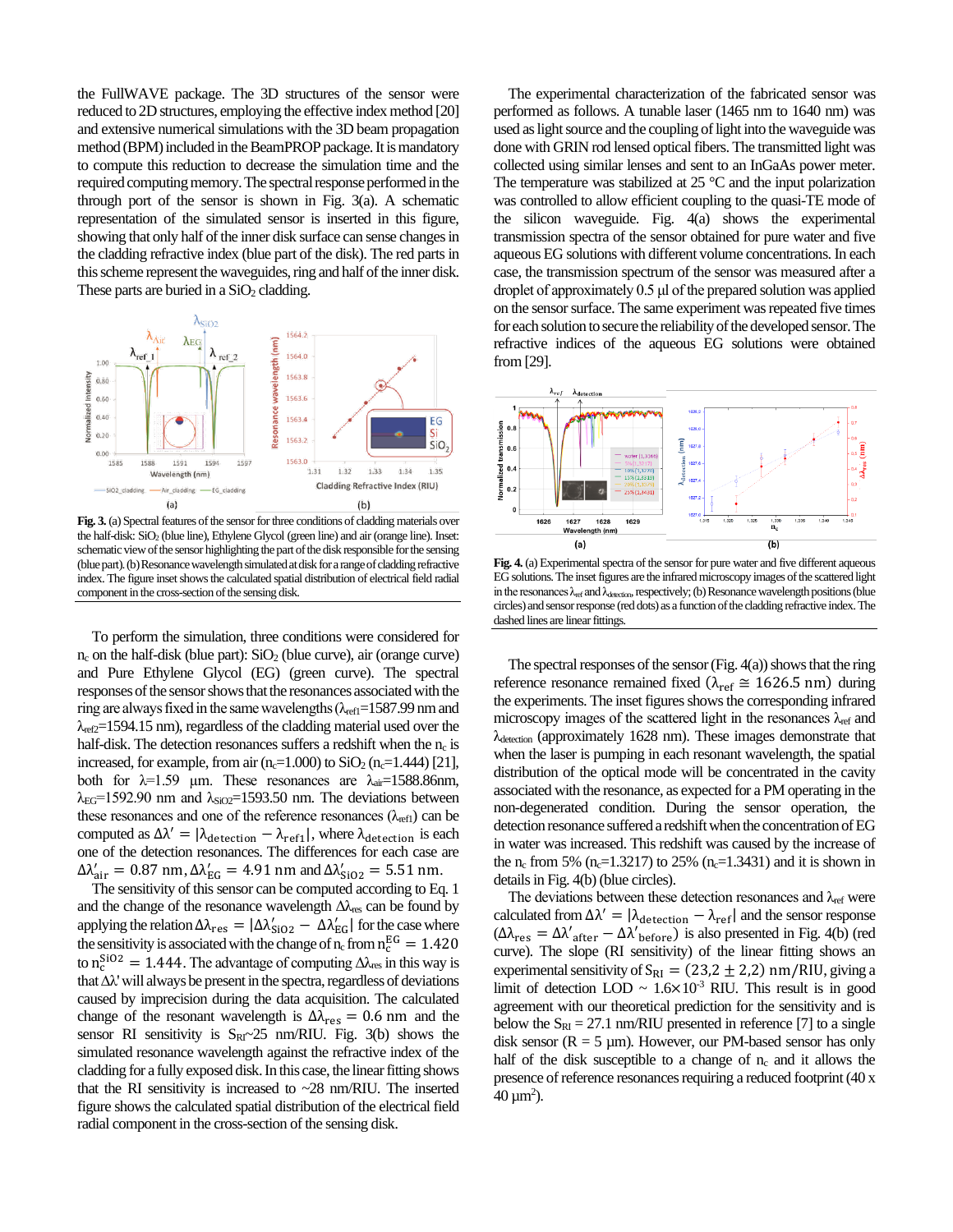the FullWAVE package. The 3D structures of the sensor were reduced to 2D structures, employing the effective index method [20] and extensive numerical simulations with the 3D beam propagation method (BPM) included in the BeamPROP package. It is mandatory to compute this reduction to decrease the simulation time and the required computing memory. The spectral response performed in the through port of the sensor is shown in Fig. 3(a). A schematic representation of the simulated sensor is inserted in this figure, showing that only half of the inner disk surface can sense changes in the cladding refractive index (blue part of the disk). The red parts in this scheme represent the waveguides, ring and half of the inner disk. These parts are buried in a $SiO_2$ cladding.

**Fig. 3.** (a) Spectral features of the sensor for three conditions of cladding materials over the half-disk: $SiO_2$ (blue line), Ethylene Glycol (green line) and air (orange line). Inset: schematic view of the sensor highlighting the part of the disk responsible for the sensing (blue part). (b) Resonance wavelength simulated at disk for a range of cladding refractive index. The figure inset shows the calculated spatial distribution of electrical field radial component in the cross-section of the sensing disk.

To perform the simulation, three conditions were considered for $n_c$ on the half-disk (blue part): $SiO_2$ (blue curve), air (orange curve) and Pure Ethylene Glycol (EG) (green curve). The spectral responses of the sensor shows that the resonances associated with the ring are always fixed in the same wavelengths ($\lambda_{ref1}$=1587.99 nm and $\lambda_{ref2}$=1594.15 nm), regardless of the cladding material used over the half-disk. The detection resonances suffers a redshift when the $n_c$ is increased, for example, from air ($n_c$=1.000) to $SiO_2$ ($n_c$=1.444) [21], both for $\lambda$=1.59 μm. These resonances are $\lambda_{air}$=1588.86nm, $\lambda_{EG}$=1592.90 nm and $\lambda_{SiO2}$=1593.50 nm. The deviations between these resonances and one of the reference resonances ($\lambda_{ref1}$) can be computed as $\Delta\lambda' = |\lambda_{detection} - \lambda_{ref1}|$, where $\lambda_{detection}$ is each one of the detection resonances. The differences for each case are $\Delta\lambda'_{air} = 0.87$ nm, $\Delta\lambda'_{EG} = 4.91$ nm and $\Delta\lambda'_{SiO2} = 5.51$ nm.

The sensitivity of this sensor can be computed according to Eq. 1 and the change of the resonance wavelength $\Delta\lambda_{res}$ can be found by applying the relation $\Delta\lambda_{res} = |\Delta\lambda'_{SiO2} - \Delta\lambda'_{EG}|$ for the case where the sensitivity is associated with the change of $n_c$ from $n_c^{EG} = 1.420$ to $n_c^{SiO2} = 1.444$. The advantage of computing $\Delta\lambda_{res}$ in this way is that $\Delta\lambda'$ will always be present in the spectra, regardless of deviations caused by imprecision during the data acquisition. The calculated change of the resonant wavelength is $\Delta\lambda_{res} = 0.6$ nm and the sensor RI sensitivity is $S_{RI}$~25 nm/RIU. Fig. 3(b) shows the simulated resonance wavelength against the refractive index of the cladding for a fully exposed disk. In this case, the linear fitting shows that the RI sensitivity is increased to ~28 nm/RIU. The inserted figure shows the calculated spatial distribution of the electrical field radial component in the cross-section of the sensing disk.

The experimental characterization of the fabricated sensor was performed as follows. A tunable laser (1465 nm to 1640 nm) was used as light source and the coupling of light into the waveguide was done with GRIN rod lensed optical fibers. The transmitted light was collected using similar lenses and sent to an InGaAs power meter. The temperature was stabilized at 25 °C and the input polarization was controlled to allow efficient coupling to the quasi-TE mode of the silicon waveguide. Fig. 4(a) shows the experimental transmission spectra of the sensor obtained for pure water and five aqueous EG solutions with different volume concentrations. In each case, the transmission spectrum of the sensor was measured after a droplet of approximately 0.5 μl of the prepared solution was applied on the sensor surface. The same experiment was repeated five times for each solution to secure the reliability of the developed sensor. The refractive indices of the aqueous EG solutions were obtained from [29].

**Fig. 4.** (a) Experimental spectra of the sensor for pure water and five different aqueous EG solutions. The inset figures are the infrared microscopy images of the scattered light in the resonances $\lambda_{ref}$ and $\lambda_{detection}$, respectively; (b) Resonance wavelength positions (blue circles) and sensor response (red dots) as a function of the cladding refractive index. The dashed lines are linear fittings.

The spectral responses of the sensor (Fig. 4(a)) shows that the ring reference resonance remained fixed ($\lambda_{ref} \cong 1626.5$ nm) during the experiments. The inset figures shows the corresponding infrared microscopy images of the scattered light in the resonances $\lambda_{ref}$ and $\lambda_{detection}$ (approximately 1628 nm). These images demonstrate that when the laser is pumping in each resonant wavelength, the spatial distribution of the optical mode will be concentrated in the cavity associated with the resonance, as expected for a PM operating in the non-degenerated condition. During the sensor operation, the detection resonance suffered a redshift when the concentration of EG in water was increased. This redshift was caused by the increase of the $n_c$ from 5% ($n_c$=1.3217) to 25% ($n_c$=1.3431) and it is shown in details in Fig. 4(b) (blue circles).

The deviations between these detection resonances and $\lambda_{ref}$ were calculated from $\Delta\lambda' = |\lambda_{detection} - \lambda_{ref}|$ and the sensor response ($\Delta\lambda_{res} = \Delta\lambda'_{after} - \Delta\lambda'_{before}$) is also presented in Fig. 4(b) (red curve). The slope (RI sensitivity) of the linear fitting shows an experimental sensitivity of $S_{RI} = (23{,}2 \pm 2{,}2)$ nm/RIU, giving a limit of detection LOD ~ $1.6\times10^{-3}$ RIU. This result is in good agreement with our theoretical prediction for the sensitivity and is below the $S_{RI}$ = 27.1 nm/RIU presented in reference [7] to a single disk sensor (R = 5 μm). However, our PM-based sensor has only half of the disk susceptible to a change of $n_c$ and it allows the presence of reference resonances requiring a reduced footprint (40 x 40 μm²).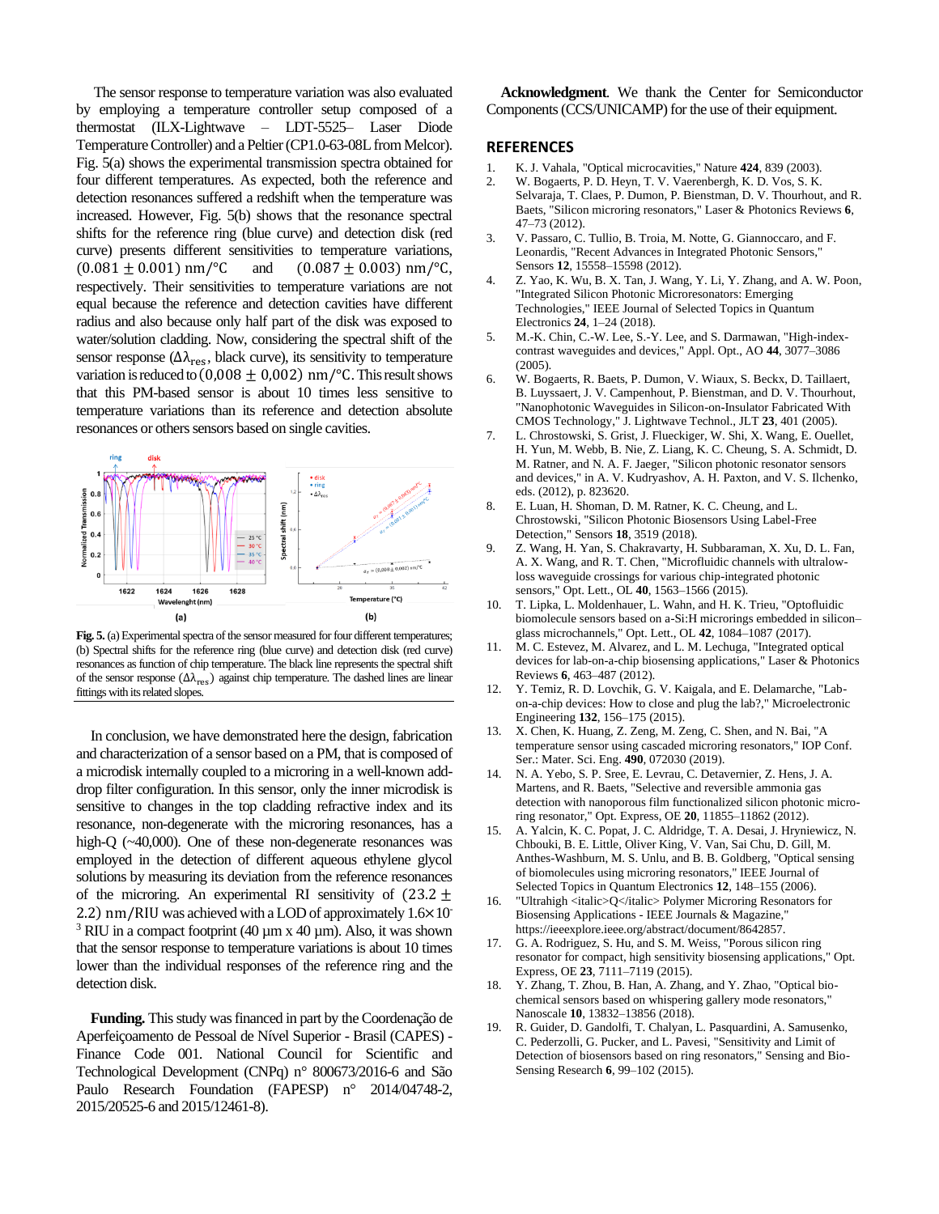The sensor response to temperature variation was also evaluated by employing a temperature controller setup composed of a thermostat (ILX-Lightwave – LDT-5525– Laser Diode Temperature Controller) and a Peltier (CP1.0-63-08L from Melcor). Fig. 5(a) shows the experimental transmission spectra obtained for four different temperatures. As expected, both the reference and detection resonances suffered a redshift when the temperature was increased. However, Fig. 5(b) shows that the resonance spectral shifts for the reference ring (blue curve) and detection disk (red curve) presents different sensitivities to temperature variations, $(0.081 \pm 0.001)\ \mathrm{nm}/°\mathrm{C}$ and $(0.087 \pm 0.003)\ \mathrm{nm}/°\mathrm{C}$, respectively. Their sensitivities to temperature variations are not equal because the reference and detection cavities have different radius and also because only half part of the disk was exposed to water/solution cladding. Now, considering the spectral shift of the sensor response ($\Delta\lambda_{\mathrm{res}}$, black curve), its sensitivity to temperature variation is reduced to $(0{,}008 \pm 0{,}002)\ \mathrm{nm}/°\mathrm{C}$. This result shows that this PM-based sensor is about 10 times less sensitive to temperature variations than its reference and detection absolute resonances or others sensors based on single cavities.

**Fig. 5.** (a) Experimental spectra of the sensor measured for four different temperatures; (b) Spectral shifts for the reference ring (blue curve) and detection disk (red curve) resonances as function of chip temperature. The black line represents the spectral shift of the sensor response ($\Delta\lambda_{\mathrm{res}}$) against chip temperature. The dashed lines are linear fittings with its related slopes.

In conclusion, we have demonstrated here the design, fabrication and characterization of a sensor based on a PM, that is composed of a microdisk internally coupled to a microring in a well-known add-drop filter configuration. In this sensor, only the inner microdisk is sensitive to changes in the top cladding refractive index and its resonance, non-degenerate with the microring resonances, has a high-Q (~40,000). One of these non-degenerate resonances was employed in the detection of different aqueous ethylene glycol solutions by measuring its deviation from the reference resonances of the microring. An experimental RI sensitivity of $(23.2 \pm 2.2)\ \mathrm{nm/RIU}$ was achieved with a LOD of approximately $1.6\times10^{-3}$ RIU in a compact footprint (40 µm x 40 µm). Also, it was shown that the sensor response to temperature variations is about 10 times lower than the individual responses of the reference ring and the detection disk.

**Funding.** This study was financed in part by the Coordenação de Aperfeiçoamento de Pessoal de Nível Superior - Brasil (CAPES) - Finance Code 001. National Council for Scientific and Technological Development (CNPq) n° 800673/2016-6 and São Paulo Research Foundation (FAPESP) n° 2014/04748-2, 2015/20525-6 and 2015/12461-8).

**Acknowledgment**. We thank the Center for Semiconductor Components (CCS/UNICAMP) for the use of their equipment.

## REFERENCES

1. K. J. Vahala, "Optical microcavities," Nature **424**, 839 (2003).
2. W. Bogaerts, P. D. Heyn, T. V. Vaerenbergh, K. D. Vos, S. K. Selvaraja, T. Claes, P. Dumon, P. Bienstman, D. V. Thourhout, and R. Baets, "Silicon microring resonators," Laser & Photonics Reviews **6**, 47–73 (2012).
3. V. Passaro, C. Tullio, B. Troia, M. Notte, G. Giannoccaro, and F. Leonardis, "Recent Advances in Integrated Photonic Sensors," Sensors **12**, 15558–15598 (2012).
4. Z. Yao, K. Wu, B. X. Tan, J. Wang, Y. Li, Y. Zhang, and A. W. Poon, "Integrated Silicon Photonic Microresonators: Emerging Technologies," IEEE Journal of Selected Topics in Quantum Electronics **24**, 1–24 (2018).
5. M.-K. Chin, C.-W. Lee, S.-Y. Lee, and S. Darmawan, "High-index-contrast waveguides and devices," Appl. Opt., AO **44**, 3077–3086 (2005).
6. W. Bogaerts, R. Baets, P. Dumon, V. Wiaux, S. Beckx, D. Taillaert, B. Luyssaert, J. V. Campenhout, P. Bienstman, and D. V. Thourhout, "Nanophotonic Waveguides in Silicon-on-Insulator Fabricated With CMOS Technology," J. Lightwave Technol., JLT **23**, 401 (2005).
7. L. Chrostowski, S. Grist, J. Flueckiger, W. Shi, X. Wang, E. Ouellet, H. Yun, M. Webb, B. Nie, Z. Liang, K. C. Cheung, S. A. Schmidt, D. M. Ratner, and N. A. F. Jaeger, "Silicon photonic resonator sensors and devices," in A. V. Kudryashov, A. H. Paxton, and V. S. Ilchenko, eds. (2012), p. 823620.
8. E. Luan, H. Shoman, D. M. Ratner, K. C. Cheung, and L. Chrostowski, "Silicon Photonic Biosensors Using Label-Free Detection," Sensors **18**, 3519 (2018).
9. Z. Wang, H. Yan, S. Chakravarty, H. Subbaraman, X. Xu, D. L. Fan, A. X. Wang, and R. T. Chen, "Microfluidic channels with ultralow-loss waveguide crossings for various chip-integrated photonic sensors," Opt. Lett., OL **40**, 1563–1566 (2015).
10. T. Lipka, L. Moldenhauer, L. Wahn, and H. K. Trieu, "Optofluidic biomolecule sensors based on a-Si:H microrings embedded in silicon–glass microchannels," Opt. Lett., OL **42**, 1084–1087 (2017).
11. M. C. Estevez, M. Alvarez, and L. M. Lechuga, "Integrated optical devices for lab-on-a-chip biosensing applications," Laser & Photonics Reviews **6**, 463–487 (2012).
12. Y. Temiz, R. D. Lovchik, G. V. Kaigala, and E. Delamarche, "Lab-on-a-chip devices: How to close and plug the lab?," Microelectronic Engineering **132**, 156–175 (2015).
13. X. Chen, K. Huang, Z. Zeng, M. Zeng, C. Shen, and N. Bai, "A temperature sensor using cascaded microring resonators," IOP Conf. Ser.: Mater. Sci. Eng. **490**, 072030 (2019).
14. N. A. Yebo, S. P. Sree, E. Levrau, C. Detavernier, Z. Hens, J. A. Martens, and R. Baets, "Selective and reversible ammonia gas detection with nanoporous film functionalized silicon photonic micro-ring resonator," Opt. Express, OE **20**, 11855–11862 (2012).
15. A. Yalcin, K. C. Popat, J. C. Aldridge, T. A. Desai, J. Hryniewicz, N. Chbouki, B. E. Little, Oliver King, V. Van, Sai Chu, D. Gill, M. Anthes-Washburn, M. S. Unlu, and B. B. Goldberg, "Optical sensing of biomolecules using microring resonators," IEEE Journal of Selected Topics in Quantum Electronics **12**, 148–155 (2006).
16. "Ultrahigh <italic>Q</italic> Polymer Microring Resonators for Biosensing Applications - IEEE Journals & Magazine," https://ieeexplore.ieee.org/abstract/document/8642857.
17. G. A. Rodriguez, S. Hu, and S. M. Weiss, "Porous silicon ring resonator for compact, high sensitivity biosensing applications," Opt. Express, OE **23**, 7111–7119 (2015).
18. Y. Zhang, T. Zhou, B. Han, A. Zhang, and Y. Zhao, "Optical bio-chemical sensors based on whispering gallery mode resonators," Nanoscale **10**, 13832–13856 (2018).
19. R. Guider, D. Gandolfi, T. Chalyan, L. Pasquardini, A. Samusenko, C. Pederzolli, G. Pucker, and L. Pavesi, "Sensitivity and Limit of Detection of biosensors based on ring resonators," Sensing and Bio-Sensing Research **6**, 99–102 (2015).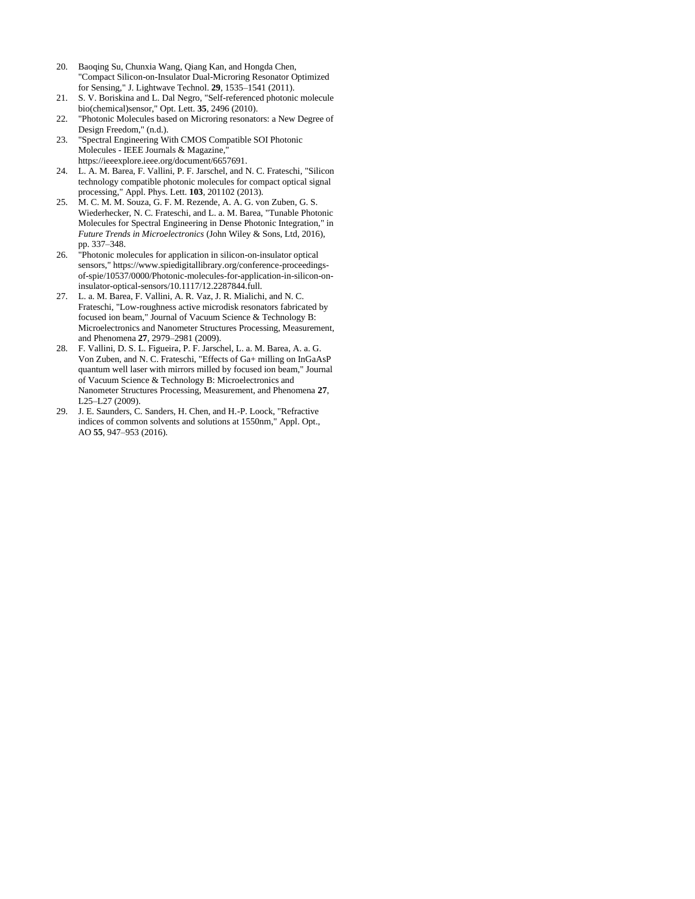20. Baoqing Su, Chunxia Wang, Qiang Kan, and Hongda Chen, "Compact Silicon-on-Insulator Dual-Microring Resonator Optimized for Sensing," J. Lightwave Technol. **29**, 1535–1541 (2011).
21. S. V. Boriskina and L. Dal Negro, "Self-referenced photonic molecule bio(chemical)sensor," Opt. Lett. **35**, 2496 (2010).
22. "Photonic Molecules based on Microring resonators: a New Degree of Design Freedom," (n.d.).
23. "Spectral Engineering With CMOS Compatible SOI Photonic Molecules - IEEE Journals & Magazine," https://ieeexplore.ieee.org/document/6657691.
24. L. A. M. Barea, F. Vallini, P. F. Jarschel, and N. C. Frateschi, "Silicon technology compatible photonic molecules for compact optical signal processing," Appl. Phys. Lett. **103**, 201102 (2013).
25. M. C. M. M. Souza, G. F. M. Rezende, A. A. G. von Zuben, G. S. Wiederhecker, N. C. Frateschi, and L. a. M. Barea, "Tunable Photonic Molecules for Spectral Engineering in Dense Photonic Integration," in *Future Trends in Microelectronics* (John Wiley & Sons, Ltd, 2016), pp. 337–348.
26. "Photonic molecules for application in silicon-on-insulator optical sensors," https://www.spiedigitallibrary.org/conference-proceedings-of-spie/10537/0000/Photonic-molecules-for-application-in-silicon-on-insulator-optical-sensors/10.1117/12.2287844.full.
27. L. a. M. Barea, F. Vallini, A. R. Vaz, J. R. Mialichi, and N. C. Frateschi, "Low-roughness active microdisk resonators fabricated by focused ion beam," Journal of Vacuum Science & Technology B: Microelectronics and Nanometer Structures Processing, Measurement, and Phenomena **27**, 2979–2981 (2009).
28. F. Vallini, D. S. L. Figueira, P. F. Jarschel, L. a. M. Barea, A. a. G. Von Zuben, and N. C. Frateschi, "Effects of Ga+ milling on InGaAsP quantum well laser with mirrors milled by focused ion beam," Journal of Vacuum Science & Technology B: Microelectronics and Nanometer Structures Processing, Measurement, and Phenomena **27**, L25–L27 (2009).
29. J. E. Saunders, C. Sanders, H. Chen, and H.-P. Loock, "Refractive indices of common solvents and solutions at 1550nm," Appl. Opt., AO **55**, 947–953 (2016).